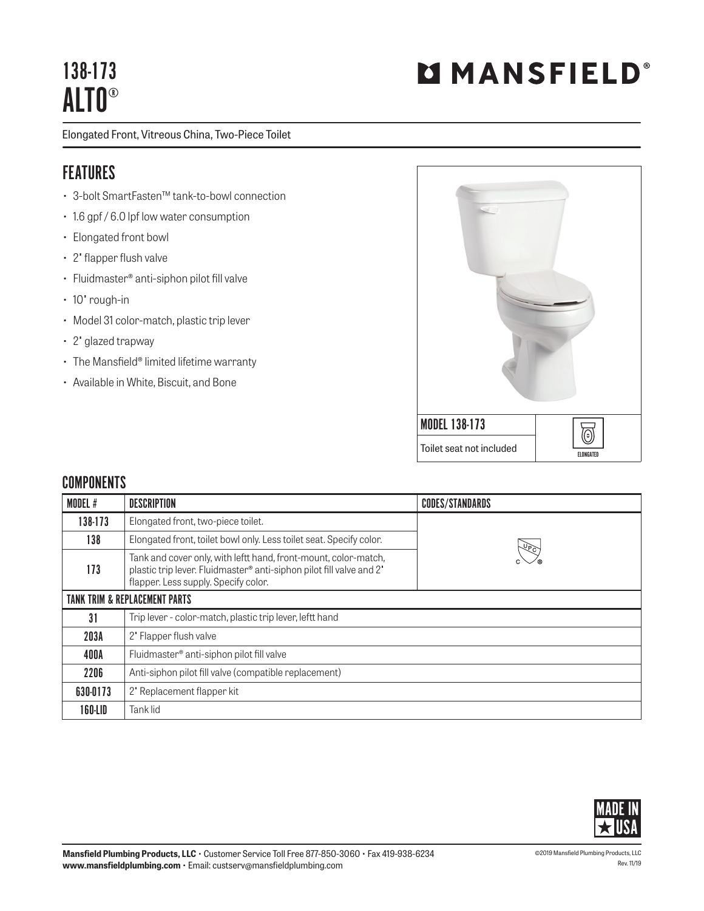# 138-173
# ALTO®

**MANSFIELD®**

Elongated Front, Vitreous China, Two-Piece Toilet

## FEATURES

- 3-bolt SmartFasten™ tank-to-bowl connection
- 1.6 gpf / 6.0 lpf low water consumption
- Elongated front bowl
- 2" flapper flush valve
- Fluidmaster® anti-siphon pilot fill valve
- 10" rough-in
- Model 31 color-match, plastic trip lever
- 2" glazed trapway
- The Mansfield® limited lifetime warranty
- Available in White, Biscuit, and Bone

MODEL 138-173

Toilet seat not included

ELONGATED

## COMPONENTS

| MODEL # | DESCRIPTION | CODES/STANDARDS |
|---|---|---|
| 138-173 | Elongated front, two-piece toilet. | cUPC® |
| 138 | Elongated front, toilet bowl only. Less toilet seat. Specify color. | |
| 173 | Tank and cover only, with leftt hand, front-mount, color-match, plastic trip lever. Fluidmaster® anti-siphon pilot fill valve and 2" flapper. Less supply. Specify color. | |
| **TANK TRIM & REPLACEMENT PARTS** | | |
| 31 | Trip lever - color-match, plastic trip lever, leftt hand | |
| 203A | 2" Flapper flush valve | |
| 400A | Fluidmaster® anti-siphon pilot fill valve | |
| 2206 | Anti-siphon pilot fill valve (compatible replacement) | |
| 630-0173 | 2" Replacement flapper kit | |
| 160-LID | Tank lid | |

MADE IN USA

**Mansfield Plumbing Products, LLC** • Customer Service Toll Free 877-850-3060 • Fax 419-938-6234
**www.mansfieldplumbing.com** • Email: custserv@mansfieldplumbing.com

©2019 Mansfield Plumbing Products, LLC
Rev. 11/19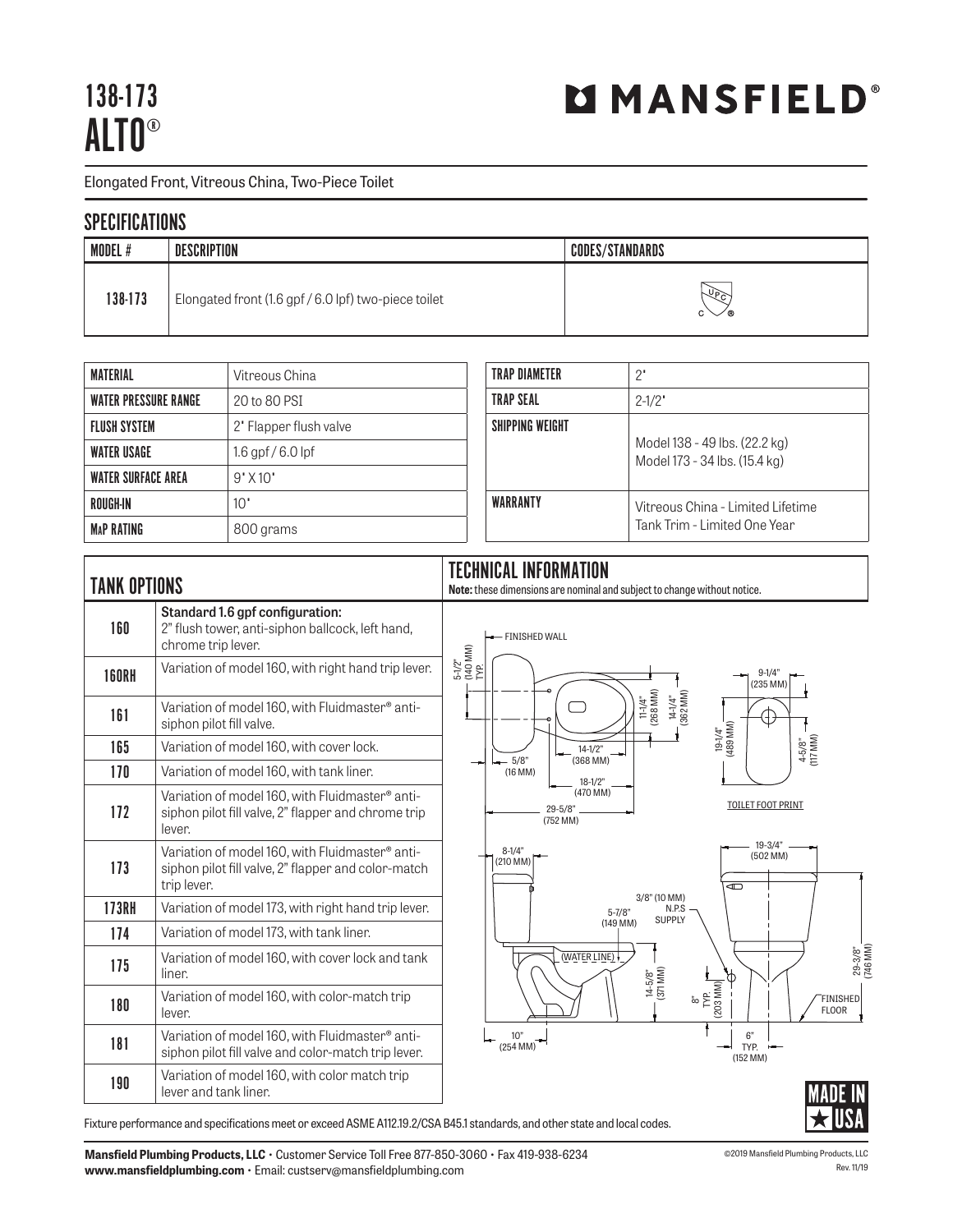# 138-173 ALTO®

**MANSFIELD®**

Elongated Front, Vitreous China, Two-Piece Toilet

## SPECIFICATIONS

| MODEL # | DESCRIPTION | CODES/STANDARDS |
|---|---|---|
| 138-173 | Elongated front (1.6 gpf / 6.0 lpf) two-piece toilet | UPC C ® |

| | |
|---|---|
| MATERIAL | Vitreous China |
| WATER PRESSURE RANGE | 20 to 80 PSI |
| FLUSH SYSTEM | 2" Flapper flush valve |
| WATER USAGE | 1.6 gpf / 6.0 lpf |
| WATER SURFACE AREA | 9" X 10" |
| ROUGH-IN | 10" |
| MaP RATING | 800 grams |

| | |
|---|---|
| TRAP DIAMETER | 2" |
| TRAP SEAL | 2-1/2" |
| SHIPPING WEIGHT | Model 138 - 49 lbs. (22.2 kg)<br>Model 173 - 34 lbs. (15.4 kg) |
| WARRANTY | Vitreous China - Limited Lifetime<br>Tank Trim - Limited One Year |

## TANK OPTIONS

| | |
|---|---|
| 160 | **Standard 1.6 gpf configuration:** 2" flush tower, anti-siphon ballcock, left hand, chrome trip lever. |
| 160RH | Variation of model 160, with right hand trip lever. |
| 161 | Variation of model 160, with Fluidmaster® anti-siphon pilot fill valve. |
| 165 | Variation of model 160, with cover lock. |
| 170 | Variation of model 160, with tank liner. |
| 172 | Variation of model 160, with Fluidmaster® anti-siphon pilot fill valve, 2" flapper and chrome trip lever. |
| 173 | Variation of model 160, with Fluidmaster® anti-siphon pilot fill valve, 2" flapper and color-match trip lever. |
| 173RH | Variation of model 173, with right hand trip lever. |
| 174 | Variation of model 173, with tank liner. |
| 175 | Variation of model 160, with cover lock and tank liner. |
| 180 | Variation of model 160, with color-match trip lever. |
| 181 | Variation of model 160, with Fluidmaster® anti-siphon pilot fill valve and color-match trip lever. |
| 190 | Variation of model 160, with color match trip lever and tank liner. |

## TECHNICAL INFORMATION

**Note:** these dimensions are nominal and subject to change without notice.

FINISHED WALL
5-1/2" (140 MM) TYP.
11-1/4" (268 MM)
14-1/4" (362 MM)
9-1/4" (235 MM)
19-1/4" (489 MM)
4-5/8" (117 MM)
5/8" (16 MM)
14-1/2" (368 MM)
18-1/2" (470 MM)
29-5/8" (752 MM)
TOILET FOOT PRINT
8-1/4" (210 MM)
19-3/4" (502 MM)
3/8" (10 MM) N.P.S SUPPLY
5-7/8" (149 MM)
(WATER LINE)
14-5/8" (371 MM)
8" TYP. (203 MM)
29-3/8" (746 MM)
FINISHED FLOOR
10" (254 MM)
6" TYP. (152 MM)

MADE IN USA

Fixture performance and specifications meet or exceed ASME A112.19.2/CSA B45.1 standards, and other state and local codes.

**Mansfield Plumbing Products, LLC** • Customer Service Toll Free 877-850-3060 • Fax 419-938-6234
**www.mansfieldplumbing.com** • Email: custserv@mansfieldplumbing.com

©2019 Mansfield Plumbing Products, LLC
Rev. 11/19